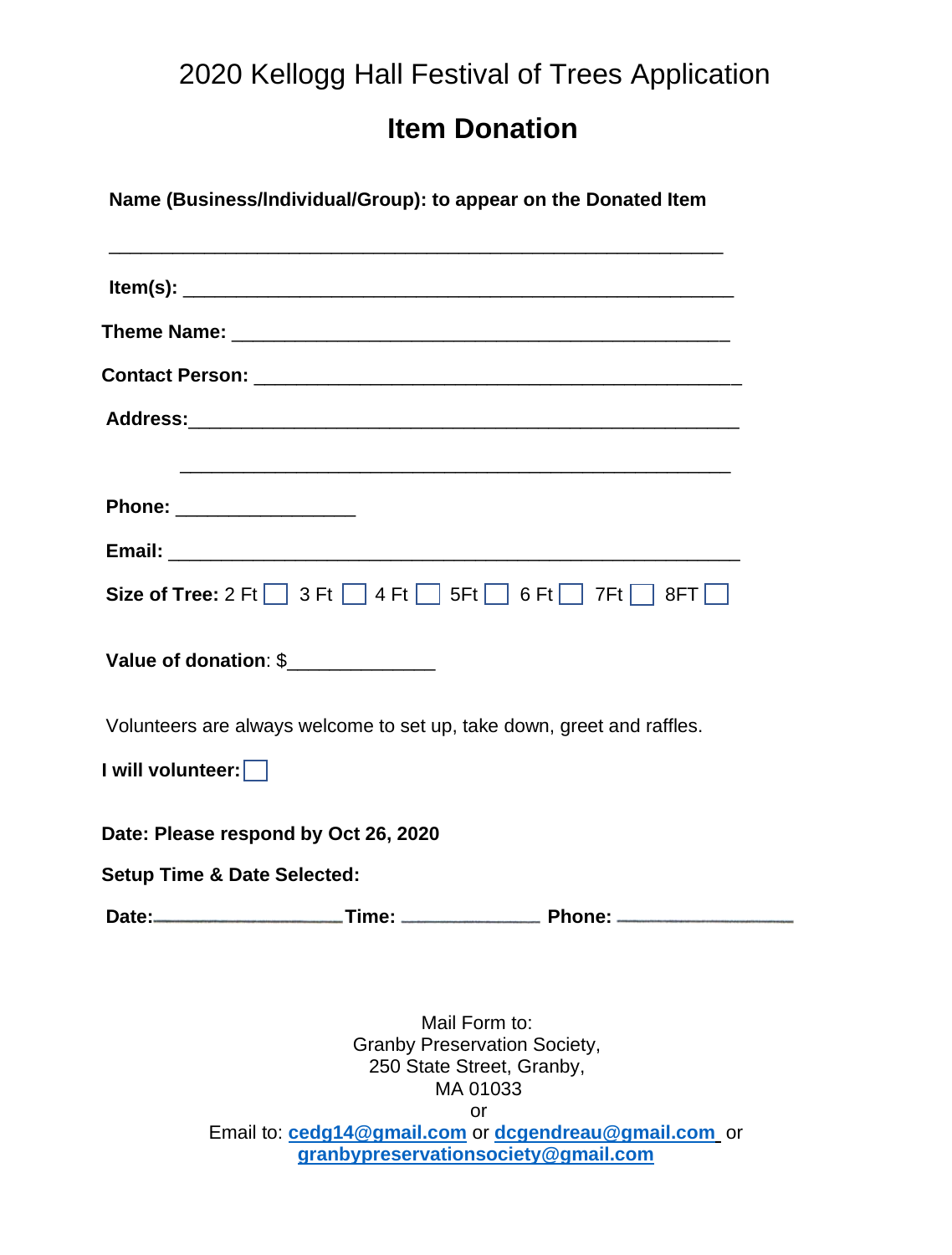# 2020 Kellogg Hall Festival of Trees Application

## Item Donation

**Name (Business/Individual/Group): to appear on the Donated Item**

____________________________________________________________

**Item(s):** ______________________________________________________

**Theme Name:** _________________________________________________

**Contact Person:** _______________________________________________

**Address:**______________________________________________________

______________________________________________________

**Phone:** _________________

**Email:** _______________________________________________________

**Size of Tree:** 2 Ft ☐ 3 Ft ☐ 4 Ft ☐ 5Ft ☐ 6 Ft ☐ 7Ft ☐ 8FT ☐

**Value of donation**: $_____________

Volunteers are always welcome to set up, take down, greet and raffles.

**I will volunteer:** ☐

**Date: Please respond by Oct 26, 2020**

**Setup Time & Date Selected:**

**Date:**__________________ **Time:** _____________ **Phone:** _________________

Mail Form to:
Granby Preservation Society,
250 State Street, Granby,
MA 01033
or
Email to: **cedg14@gmail.com** or **dcgendreau@gmail.com** or **granbypreservationsociety@gmail.com**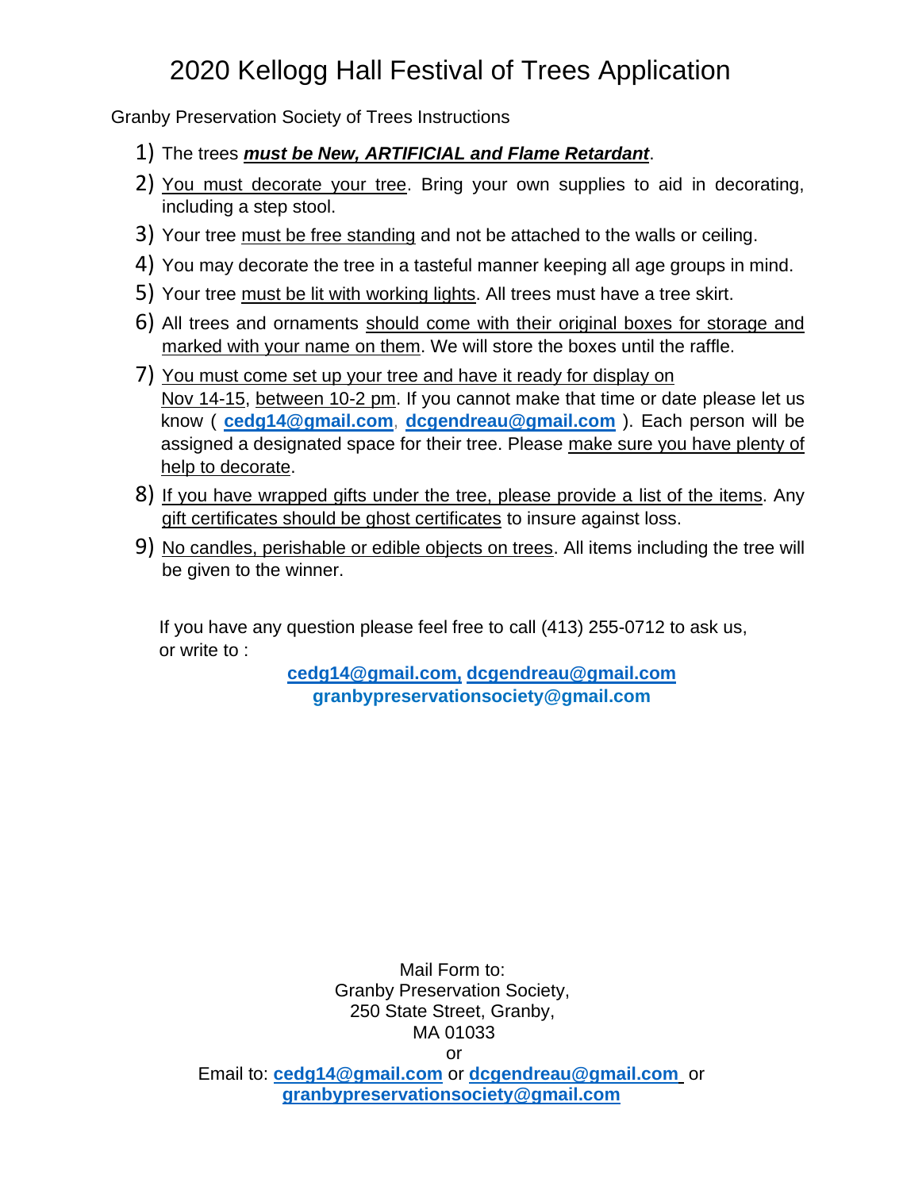# 2020 Kellogg Hall Festival of Trees Application

Granby Preservation Society of Trees Instructions

1) The trees ***must be New, ARTIFICIAL and Flame Retardant***.
2) You must decorate your tree. Bring your own supplies to aid in decorating, including a step stool.
3) Your tree must be free standing and not be attached to the walls or ceiling.
4) You may decorate the tree in a tasteful manner keeping all age groups in mind.
5) Your tree must be lit with working lights. All trees must have a tree skirt.
6) All trees and ornaments should come with their original boxes for storage and marked with your name on them. We will store the boxes until the raffle.
7) You must come set up your tree and have it ready for display on Nov 14-15, between 10-2 pm. If you cannot make that time or date please let us know ( **cedg14@gmail.com**, **dcgendreau@gmail.com** ). Each person will be assigned a designated space for their tree. Please make sure you have plenty of help to decorate.
8) If you have wrapped gifts under the tree, please provide a list of the items. Any gift certificates should be ghost certificates to insure against loss.
9) No candles, perishable or edible objects on trees. All items including the tree will be given to the winner.

If you have any question please feel free to call (413) 255-0712 to ask us, or write to :

**cedg14@gmail.com, dcgendreau@gmail.com**
**granbypreservationsociety@gmail.com**

Mail Form to:
Granby Preservation Society,
250 State Street, Granby,
MA 01033
or
Email to: **cedg14@gmail.com** or **dcgendreau@gmail.com** or **granbypreservationsociety@gmail.com**